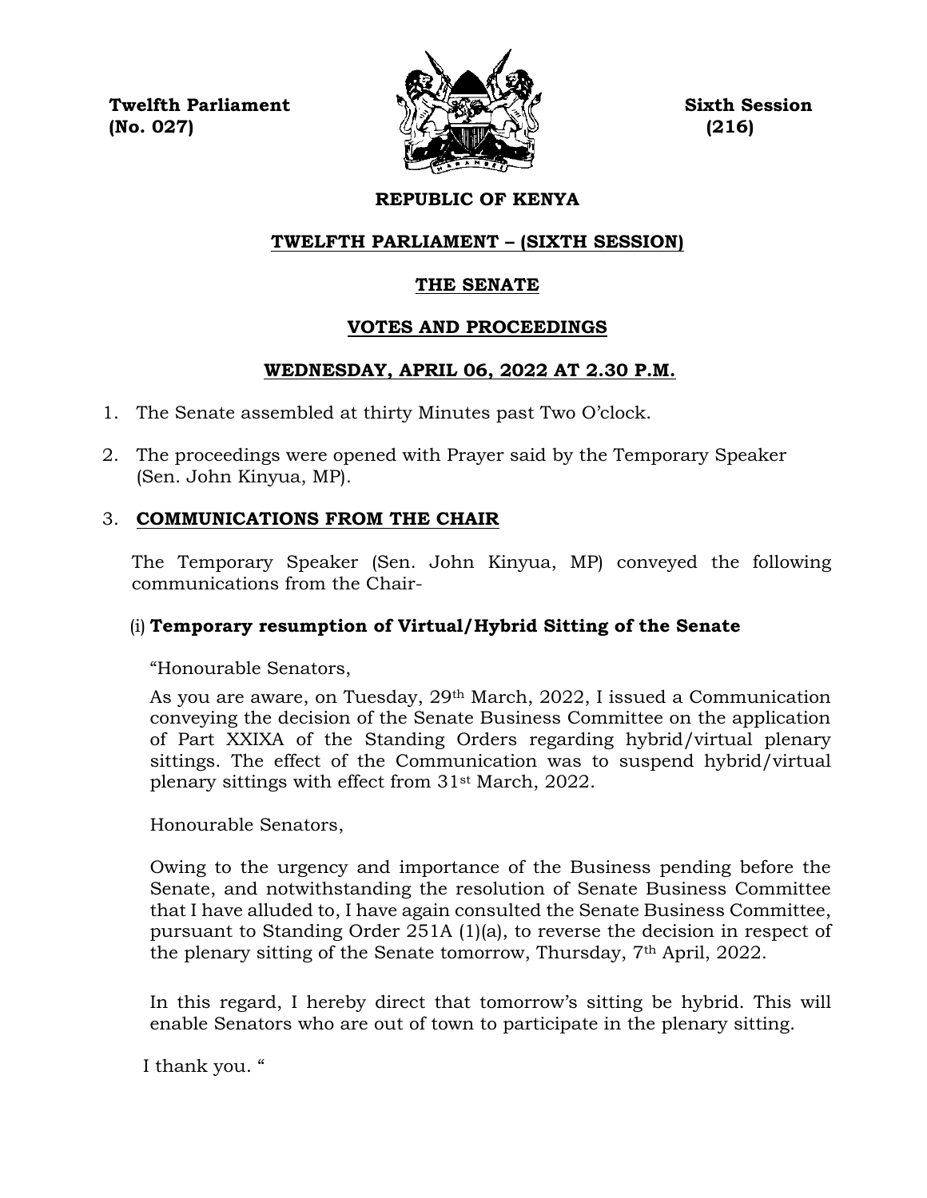**Twelfth Parliament** **Sixth Session**
**(No. 027)** **(216)**

# REPUBLIC OF KENYA

## TWELFTH PARLIAMENT – (SIXTH SESSION)

## THE SENATE

## VOTES AND PROCEEDINGS

## WEDNESDAY, APRIL 06, 2022 AT 2.30 P.M.

1. The Senate assembled at thirty Minutes past Two O'clock.

2. The proceedings were opened with Prayer said by the Temporary Speaker (Sen. John Kinyua, MP).

3. **COMMUNICATIONS FROM THE CHAIR**

   The Temporary Speaker (Sen. John Kinyua, MP) conveyed the following communications from the Chair-

   (i) **Temporary resumption of Virtual/Hybrid Sitting of the Senate**

   "Honourable Senators,

   As you are aware, on Tuesday, 29th March, 2022, I issued a Communication conveying the decision of the Senate Business Committee on the application of Part XXIXA of the Standing Orders regarding hybrid/virtual plenary sittings. The effect of the Communication was to suspend hybrid/virtual plenary sittings with effect from 31st March, 2022.

   Honourable Senators,

   Owing to the urgency and importance of the Business pending before the Senate, and notwithstanding the resolution of Senate Business Committee that I have alluded to, I have again consulted the Senate Business Committee, pursuant to Standing Order 251A (1)(a), to reverse the decision in respect of the plenary sitting of the Senate tomorrow, Thursday, 7th April, 2022.

   In this regard, I hereby direct that tomorrow's sitting be hybrid. This will enable Senators who are out of town to participate in the plenary sitting.

   I thank you. "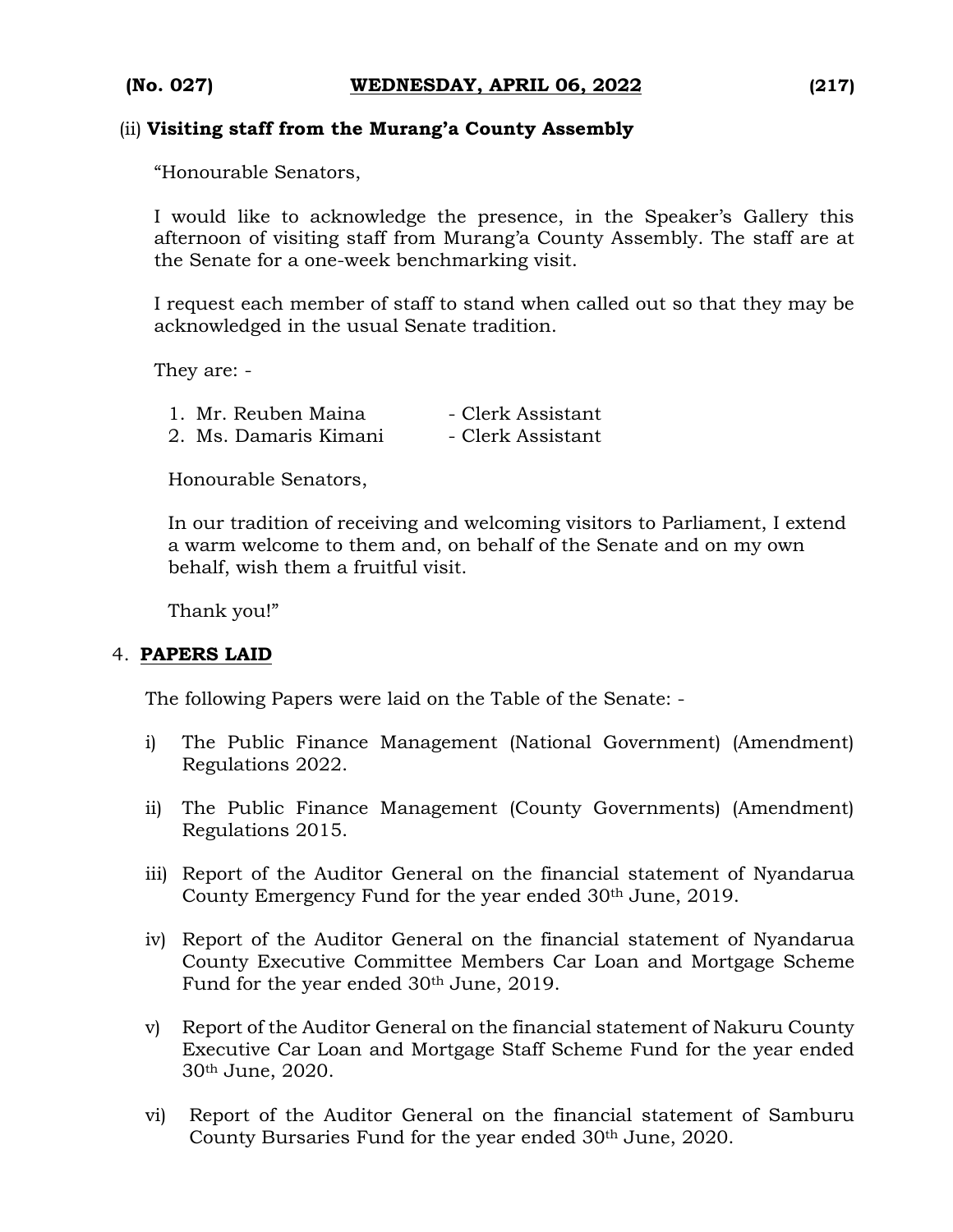(ii) **Visiting staff from the Murang'a County Assembly**

"Honourable Senators,

I would like to acknowledge the presence, in the Speaker's Gallery this afternoon of visiting staff from Murang'a County Assembly. The staff are at the Senate for a one-week benchmarking visit.

I request each member of staff to stand when called out so that they may be acknowledged in the usual Senate tradition.

They are: -

1. Mr. Reuben Maina - Clerk Assistant
2. Ms. Damaris Kimani - Clerk Assistant

Honourable Senators,

In our tradition of receiving and welcoming visitors to Parliament, I extend a warm welcome to them and, on behalf of the Senate and on my own behalf, wish them a fruitful visit.

Thank you!"

4. **PAPERS LAID**

The following Papers were laid on the Table of the Senate: -

i) The Public Finance Management (National Government) (Amendment) Regulations 2022.

ii) The Public Finance Management (County Governments) (Amendment) Regulations 2015.

iii) Report of the Auditor General on the financial statement of Nyandarua County Emergency Fund for the year ended 30th June, 2019.

iv) Report of the Auditor General on the financial statement of Nyandarua County Executive Committee Members Car Loan and Mortgage Scheme Fund for the year ended 30th June, 2019.

v) Report of the Auditor General on the financial statement of Nakuru County Executive Car Loan and Mortgage Staff Scheme Fund for the year ended 30th June, 2020.

vi) Report of the Auditor General on the financial statement of Samburu County Bursaries Fund for the year ended 30th June, 2020.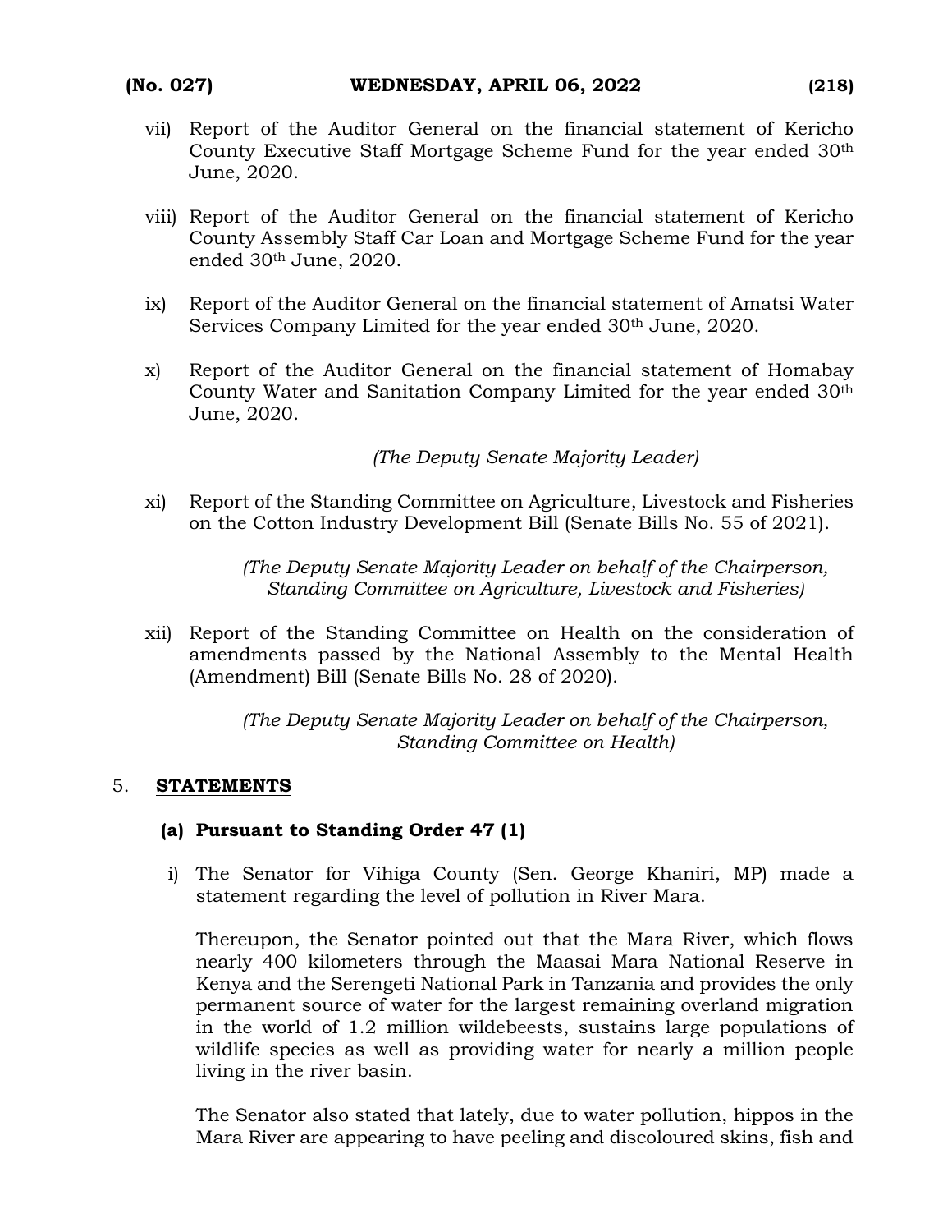vii) Report of the Auditor General on the financial statement of Kericho County Executive Staff Mortgage Scheme Fund for the year ended 30th June, 2020.

viii) Report of the Auditor General on the financial statement of Kericho County Assembly Staff Car Loan and Mortgage Scheme Fund for the year ended 30th June, 2020.

ix) Report of the Auditor General on the financial statement of Amatsi Water Services Company Limited for the year ended 30th June, 2020.

x) Report of the Auditor General on the financial statement of Homabay County Water and Sanitation Company Limited for the year ended 30th June, 2020.

*(The Deputy Senate Majority Leader)*

xi) Report of the Standing Committee on Agriculture, Livestock and Fisheries on the Cotton Industry Development Bill (Senate Bills No. 55 of 2021).

*(The Deputy Senate Majority Leader on behalf of the Chairperson, Standing Committee on Agriculture, Livestock and Fisheries)*

xii) Report of the Standing Committee on Health on the consideration of amendments passed by the National Assembly to the Mental Health (Amendment) Bill (Senate Bills No. 28 of 2020).

*(The Deputy Senate Majority Leader on behalf of the Chairperson, Standing Committee on Health)*

## 5. STATEMENTS

### (a) Pursuant to Standing Order 47 (1)

i) The Senator for Vihiga County (Sen. George Khaniri, MP) made a statement regarding the level of pollution in River Mara.

Thereupon, the Senator pointed out that the Mara River, which flows nearly 400 kilometers through the Maasai Mara National Reserve in Kenya and the Serengeti National Park in Tanzania and provides the only permanent source of water for the largest remaining overland migration in the world of 1.2 million wildebeests, sustains large populations of wildlife species as well as providing water for nearly a million people living in the river basin.

The Senator also stated that lately, due to water pollution, hippos in the Mara River are appearing to have peeling and discoloured skins, fish and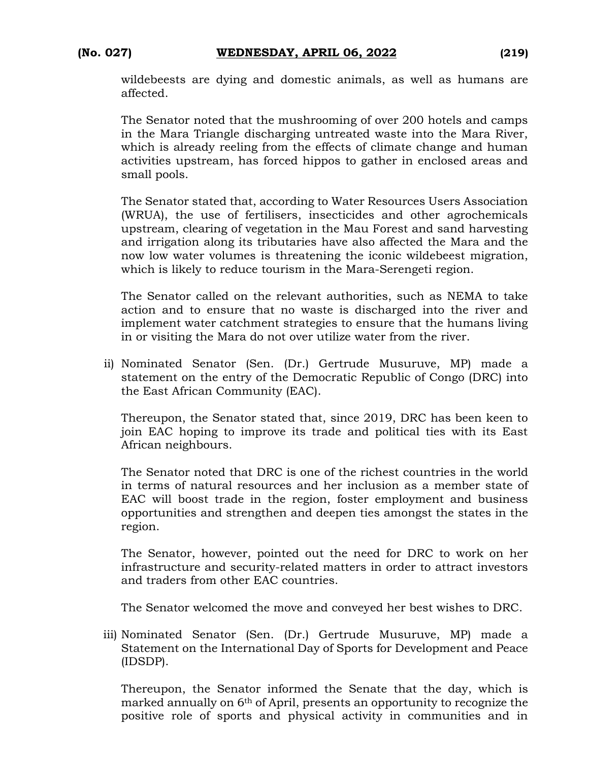wildebeests are dying and domestic animals, as well as humans are affected.

The Senator noted that the mushrooming of over 200 hotels and camps in the Mara Triangle discharging untreated waste into the Mara River, which is already reeling from the effects of climate change and human activities upstream, has forced hippos to gather in enclosed areas and small pools.

The Senator stated that, according to Water Resources Users Association (WRUA), the use of fertilisers, insecticides and other agrochemicals upstream, clearing of vegetation in the Mau Forest and sand harvesting and irrigation along its tributaries have also affected the Mara and the now low water volumes is threatening the iconic wildebeest migration, which is likely to reduce tourism in the Mara-Serengeti region.

The Senator called on the relevant authorities, such as NEMA to take action and to ensure that no waste is discharged into the river and implement water catchment strategies to ensure that the humans living in or visiting the Mara do not over utilize water from the river.

ii) Nominated Senator (Sen. (Dr.) Gertrude Musuruve, MP) made a statement on the entry of the Democratic Republic of Congo (DRC) into the East African Community (EAC).

Thereupon, the Senator stated that, since 2019, DRC has been keen to join EAC hoping to improve its trade and political ties with its East African neighbours.

The Senator noted that DRC is one of the richest countries in the world in terms of natural resources and her inclusion as a member state of EAC will boost trade in the region, foster employment and business opportunities and strengthen and deepen ties amongst the states in the region.

The Senator, however, pointed out the need for DRC to work on her infrastructure and security-related matters in order to attract investors and traders from other EAC countries.

The Senator welcomed the move and conveyed her best wishes to DRC.

iii) Nominated Senator (Sen. (Dr.) Gertrude Musuruve, MP) made a Statement on the International Day of Sports for Development and Peace (IDSDP).

Thereupon, the Senator informed the Senate that the day, which is marked annually on 6th of April, presents an opportunity to recognize the positive role of sports and physical activity in communities and in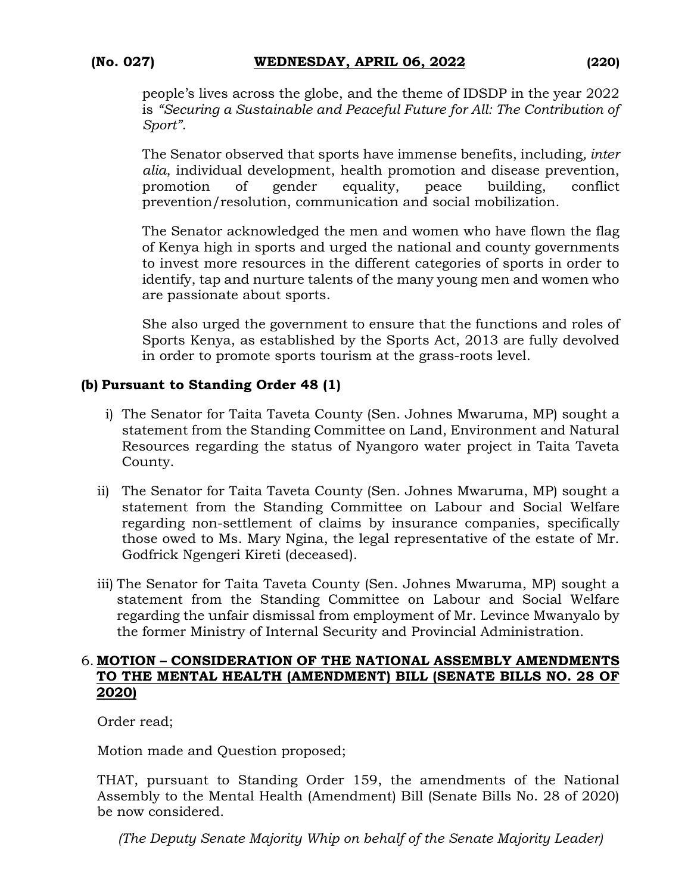people's lives across the globe, and the theme of IDSDP in the year 2022 is *"Securing a Sustainable and Peaceful Future for All: The Contribution of Sport"*.

The Senator observed that sports have immense benefits, including*, inter alia*, individual development, health promotion and disease prevention, promotion of gender equality, peace building, conflict prevention/resolution, communication and social mobilization.

The Senator acknowledged the men and women who have flown the flag of Kenya high in sports and urged the national and county governments to invest more resources in the different categories of sports in order to identify, tap and nurture talents of the many young men and women who are passionate about sports.

She also urged the government to ensure that the functions and roles of Sports Kenya, as established by the Sports Act, 2013 are fully devolved in order to promote sports tourism at the grass-roots level.

**(b) Pursuant to Standing Order 48 (1)**

i) The Senator for Taita Taveta County (Sen. Johnes Mwaruma, MP) sought a statement from the Standing Committee on Land, Environment and Natural Resources regarding the status of Nyangoro water project in Taita Taveta County.

ii) The Senator for Taita Taveta County (Sen. Johnes Mwaruma, MP) sought a statement from the Standing Committee on Labour and Social Welfare regarding non-settlement of claims by insurance companies, specifically those owed to Ms. Mary Ngina, the legal representative of the estate of Mr. Godfrick Ngengeri Kireti (deceased).

iii) The Senator for Taita Taveta County (Sen. Johnes Mwaruma, MP) sought a statement from the Standing Committee on Labour and Social Welfare regarding the unfair dismissal from employment of Mr. Levince Mwanyalo by the former Ministry of Internal Security and Provincial Administration.

6. **MOTION – CONSIDERATION OF THE NATIONAL ASSEMBLY AMENDMENTS TO THE MENTAL HEALTH (AMENDMENT) BILL (SENATE BILLS NO. 28 OF 2020)**

Order read;

Motion made and Question proposed;

THAT, pursuant to Standing Order 159, the amendments of the National Assembly to the Mental Health (Amendment) Bill (Senate Bills No. 28 of 2020) be now considered.

*(The Deputy Senate Majority Whip on behalf of the Senate Majority Leader)*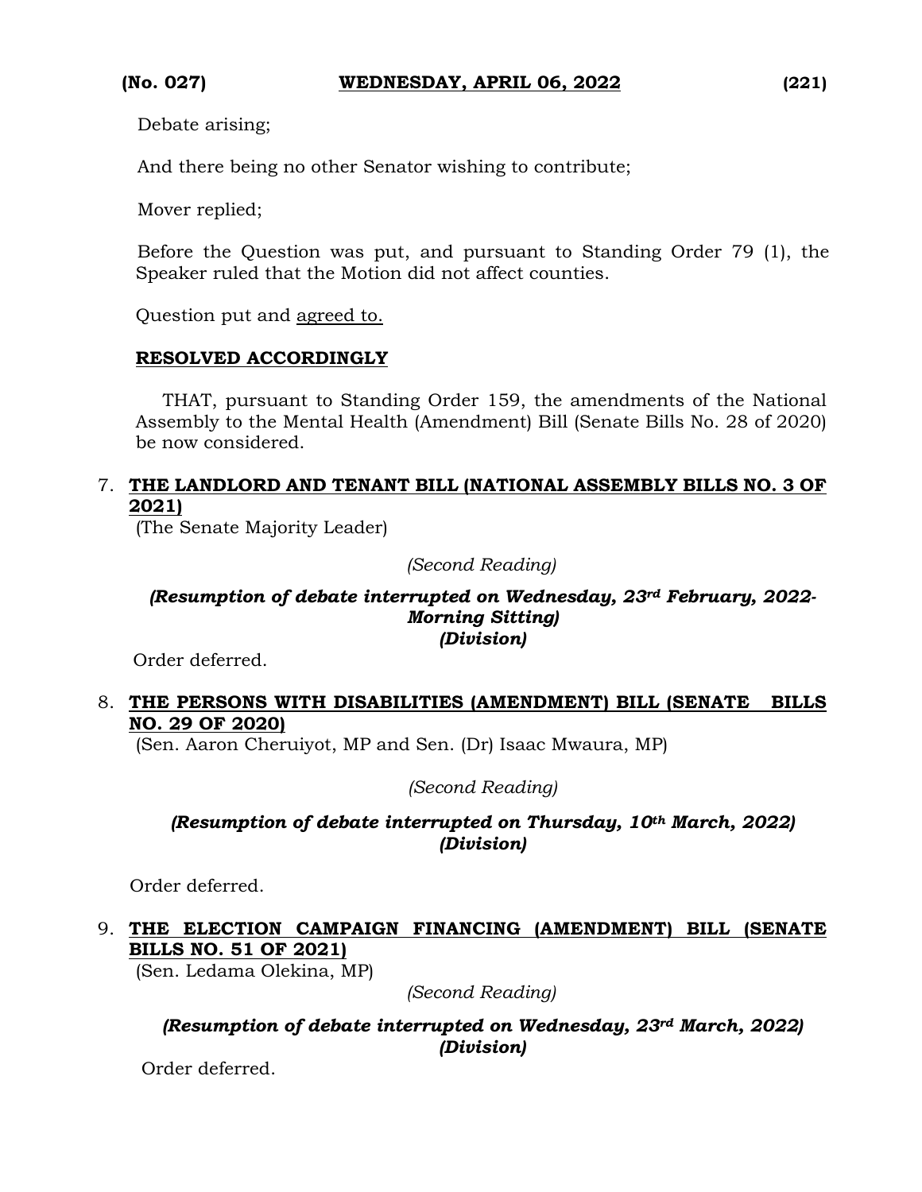Debate arising;

And there being no other Senator wishing to contribute;

Mover replied;

Before the Question was put, and pursuant to Standing Order 79 (1), the Speaker ruled that the Motion did not affect counties.

Question put and agreed to.

**RESOLVED ACCORDINGLY**

THAT, pursuant to Standing Order 159, the amendments of the National Assembly to the Mental Health (Amendment) Bill (Senate Bills No. 28 of 2020) be now considered.

7. **THE LANDLORD AND TENANT BILL (NATIONAL ASSEMBLY BILLS NO. 3 OF 2021)**
(The Senate Majority Leader)

*(Second Reading)*

***(Resumption of debate interrupted on Wednesday, 23rd February, 2022-Morning Sitting)***
***(Division)***

Order deferred.

8. **THE PERSONS WITH DISABILITIES (AMENDMENT) BILL (SENATE BILLS NO. 29 OF 2020)**
(Sen. Aaron Cheruiyot, MP and Sen. (Dr) Isaac Mwaura, MP)

*(Second Reading)*

***(Resumption of debate interrupted on Thursday, 10th March, 2022)***
***(Division)***

Order deferred.

9. **THE ELECTION CAMPAIGN FINANCING (AMENDMENT) BILL (SENATE BILLS NO. 51 OF 2021)**
(Sen. Ledama Olekina, MP)

*(Second Reading)*

***(Resumption of debate interrupted on Wednesday, 23rd March, 2022)***
***(Division)***

Order deferred.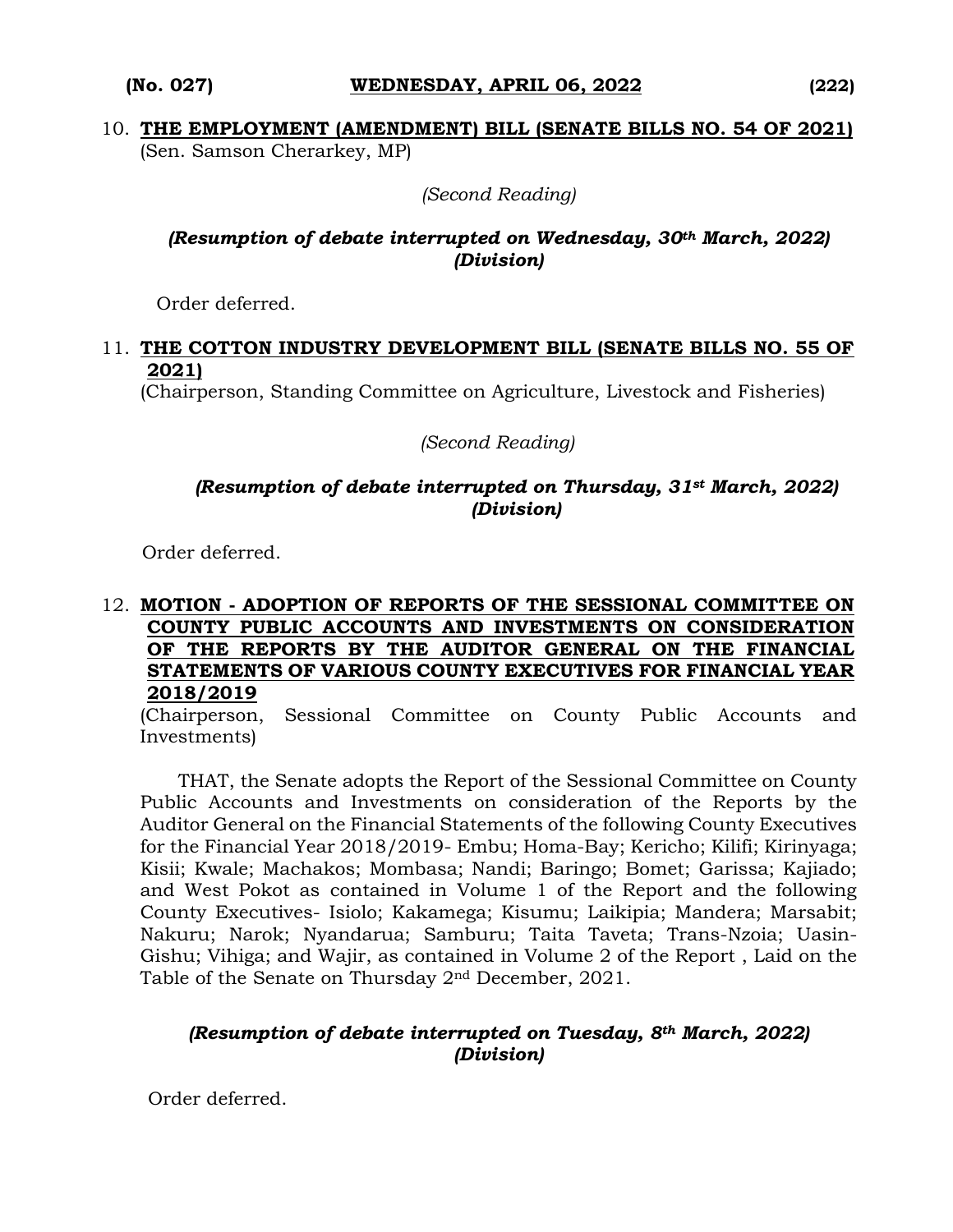10. **THE EMPLOYMENT (AMENDMENT) BILL (SENATE BILLS NO. 54 OF 2021)**
(Sen. Samson Cherarkey, MP)

*(Second Reading)*

***(Resumption of debate interrupted on Wednesday, 30th March, 2022)***
***(Division)***

Order deferred.

11. **THE COTTON INDUSTRY DEVELOPMENT BILL (SENATE BILLS NO. 55 OF 2021)**
(Chairperson, Standing Committee on Agriculture, Livestock and Fisheries)

*(Second Reading)*

***(Resumption of debate interrupted on Thursday, 31st March, 2022)***
***(Division)***

Order deferred.

12. **MOTION - ADOPTION OF REPORTS OF THE SESSIONAL COMMITTEE ON COUNTY PUBLIC ACCOUNTS AND INVESTMENTS ON CONSIDERATION OF THE REPORTS BY THE AUDITOR GENERAL ON THE FINANCIAL STATEMENTS OF VARIOUS COUNTY EXECUTIVES FOR FINANCIAL YEAR 2018/2019**
(Chairperson, Sessional Committee on County Public Accounts and Investments)

THAT, the Senate adopts the Report of the Sessional Committee on County Public Accounts and Investments on consideration of the Reports by the Auditor General on the Financial Statements of the following County Executives for the Financial Year 2018/2019- Embu; Homa-Bay; Kericho; Kilifi; Kirinyaga; Kisii; Kwale; Machakos; Mombasa; Nandi; Baringo; Bomet; Garissa; Kajiado; and West Pokot as contained in Volume 1 of the Report and the following County Executives- Isiolo; Kakamega; Kisumu; Laikipia; Mandera; Marsabit; Nakuru; Narok; Nyandarua; Samburu; Taita Taveta; Trans-Nzoia; Uasin-Gishu; Vihiga; and Wajir, as contained in Volume 2 of the Report , Laid on the Table of the Senate on Thursday 2nd December, 2021.

***(Resumption of debate interrupted on Tuesday, 8th March, 2022)***
***(Division)***

Order deferred.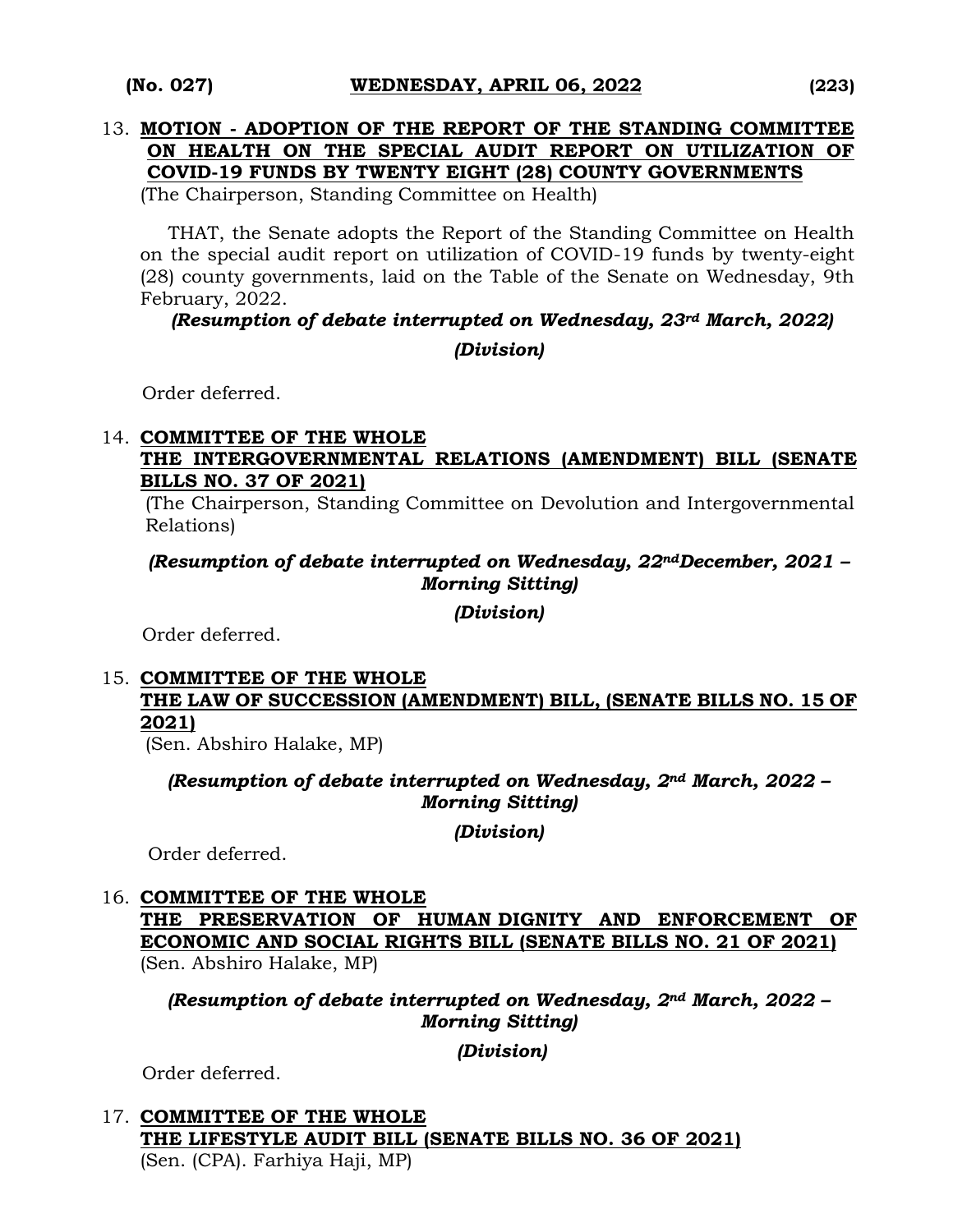13. **MOTION - ADOPTION OF THE REPORT OF THE STANDING COMMITTEE ON HEALTH ON THE SPECIAL AUDIT REPORT ON UTILIZATION OF COVID-19 FUNDS BY TWENTY EIGHT (28) COUNTY GOVERNMENTS**
(The Chairperson, Standing Committee on Health)

THAT, the Senate adopts the Report of the Standing Committee on Health on the special audit report on utilization of COVID-19 funds by twenty-eight (28) county governments, laid on the Table of the Senate on Wednesday, 9th February, 2022.

***(Resumption of debate interrupted on Wednesday, 23rd March, 2022)***

***(Division)***

Order deferred.

14. **COMMITTEE OF THE WHOLE**
**THE INTERGOVERNMENTAL RELATIONS (AMENDMENT) BILL (SENATE BILLS NO. 37 OF 2021)**
(The Chairperson, Standing Committee on Devolution and Intergovernmental Relations)

***(Resumption of debate interrupted on Wednesday, 22ndDecember, 2021 – Morning Sitting)***

***(Division)***

Order deferred.

15. **COMMITTEE OF THE WHOLE**
**THE LAW OF SUCCESSION (AMENDMENT) BILL, (SENATE BILLS NO. 15 OF 2021)**
(Sen. Abshiro Halake, MP)

***(Resumption of debate interrupted on Wednesday, 2nd March, 2022 – Morning Sitting)***

***(Division)***

Order deferred.

16. **COMMITTEE OF THE WHOLE**
**THE PRESERVATION OF HUMAN DIGNITY AND ENFORCEMENT OF ECONOMIC AND SOCIAL RIGHTS BILL (SENATE BILLS NO. 21 OF 2021)**
(Sen. Abshiro Halake, MP)

***(Resumption of debate interrupted on Wednesday, 2nd March, 2022 – Morning Sitting)***

***(Division)***

Order deferred.

17. **COMMITTEE OF THE WHOLE**
**THE LIFESTYLE AUDIT BILL (SENATE BILLS NO. 36 OF 2021)**
(Sen. (CPA). Farhiya Haji, MP)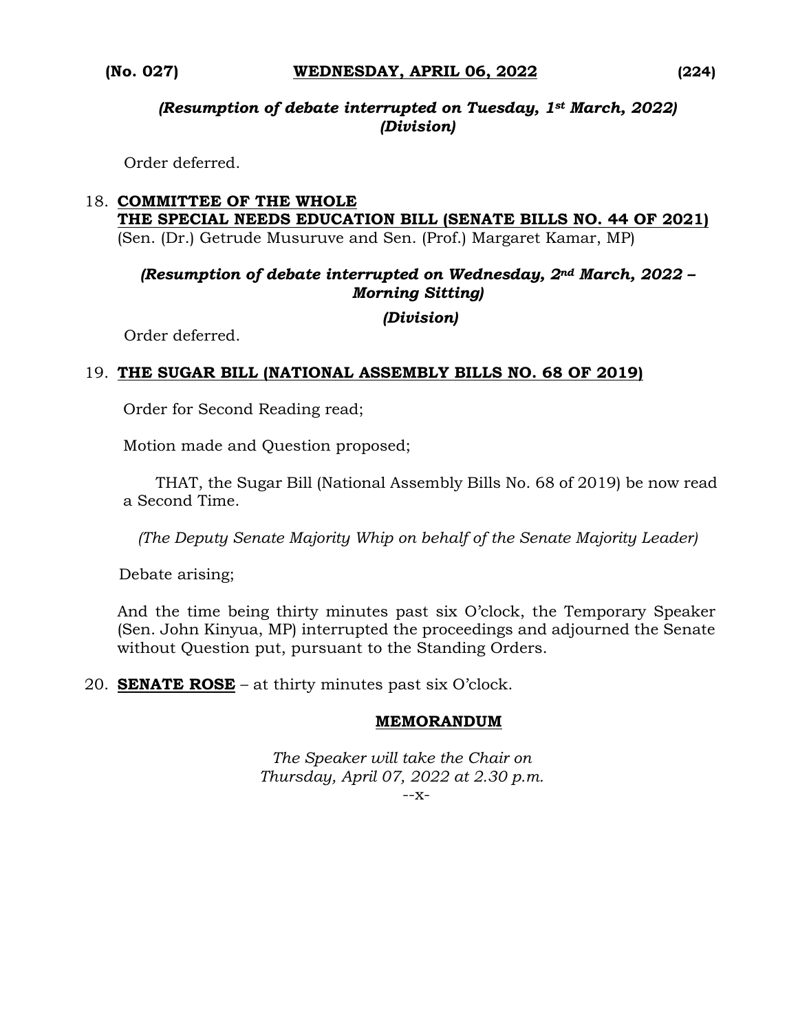*(Resumption of debate interrupted on Tuesday, 1st March, 2022)*
*(Division)*

Order deferred.

18. **COMMITTEE OF THE WHOLE**
**THE SPECIAL NEEDS EDUCATION BILL (SENATE BILLS NO. 44 OF 2021)**
(Sen. (Dr.) Getrude Musuruve and Sen. (Prof.) Margaret Kamar, MP)

*(Resumption of debate interrupted on Wednesday, 2nd March, 2022 – Morning Sitting)*

*(Division)*

Order deferred.

19. **THE SUGAR BILL (NATIONAL ASSEMBLY BILLS NO. 68 OF 2019)**

Order for Second Reading read;

Motion made and Question proposed;

THAT, the Sugar Bill (National Assembly Bills No. 68 of 2019) be now read a Second Time.

*(The Deputy Senate Majority Whip on behalf of the Senate Majority Leader)*

Debate arising;

And the time being thirty minutes past six O'clock, the Temporary Speaker (Sen. John Kinyua, MP) interrupted the proceedings and adjourned the Senate without Question put, pursuant to the Standing Orders.

20. **SENATE ROSE** – at thirty minutes past six O'clock.

**MEMORANDUM**

*The Speaker will take the Chair on Thursday, April 07, 2022 at 2.30 p.m.*

--x-